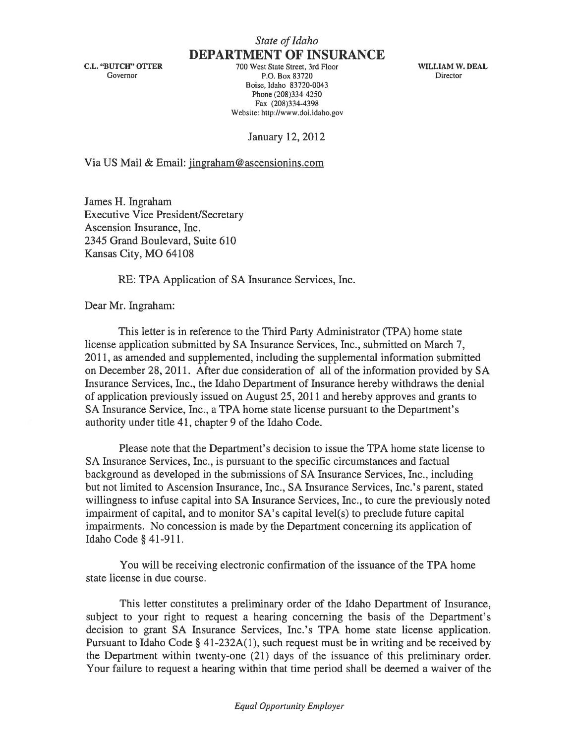*State of Idaho*

# DEPARTMENT OF INSURANCE

C.L. "BUTCH" OTTER
Governor

700 West State Street, 3rd Floor
P.O. Box 83720
Boise, Idaho 83720-0043
Phone (208)334-4250
Fax (208)334-4398
Website: http://www.doi.idaho.gov

WILLIAM W. DEAL
Director

January 12, 2012

Via US Mail & Email: jingraham@ascensionins.com

James H. Ingraham
Executive Vice President/Secretary
Ascension Insurance, Inc.
2345 Grand Boulevard, Suite 610
Kansas City, MO 64108

RE: TPA Application of SA Insurance Services, Inc.

Dear Mr. Ingraham:

This letter is in reference to the Third Party Administrator (TPA) home state license application submitted by SA Insurance Services, Inc., submitted on March 7, 2011, as amended and supplemented, including the supplemental information submitted on December 28, 2011. After due consideration of all of the information provided by SA Insurance Services, Inc., the Idaho Department of Insurance hereby withdraws the denial of application previously issued on August 25, 2011 and hereby approves and grants to SA Insurance Service, Inc., a TPA home state license pursuant to the Department's authority under title 41, chapter 9 of the Idaho Code.

Please note that the Department's decision to issue the TPA home state license to SA Insurance Services, Inc., is pursuant to the specific circumstances and factual background as developed in the submissions of SA Insurance Services, Inc., including but not limited to Ascension Insurance, Inc., SA Insurance Services, Inc.'s parent, stated willingness to infuse capital into SA Insurance Services, Inc., to cure the previously noted impairment of capital, and to monitor SA's capital level(s) to preclude future capital impairments. No concession is made by the Department concerning its application of Idaho Code § 41-911.

You will be receiving electronic confirmation of the issuance of the TPA home state license in due course.

This letter constitutes a preliminary order of the Idaho Department of Insurance, subject to your right to request a hearing concerning the basis of the Department's decision to grant SA Insurance Services, Inc.'s TPA home state license application. Pursuant to Idaho Code § 41-232A(1), such request must be in writing and be received by the Department within twenty-one (21) days of the issuance of this preliminary order. Your failure to request a hearing within that time period shall be deemed a waiver of the

*Equal Opportunity Employer*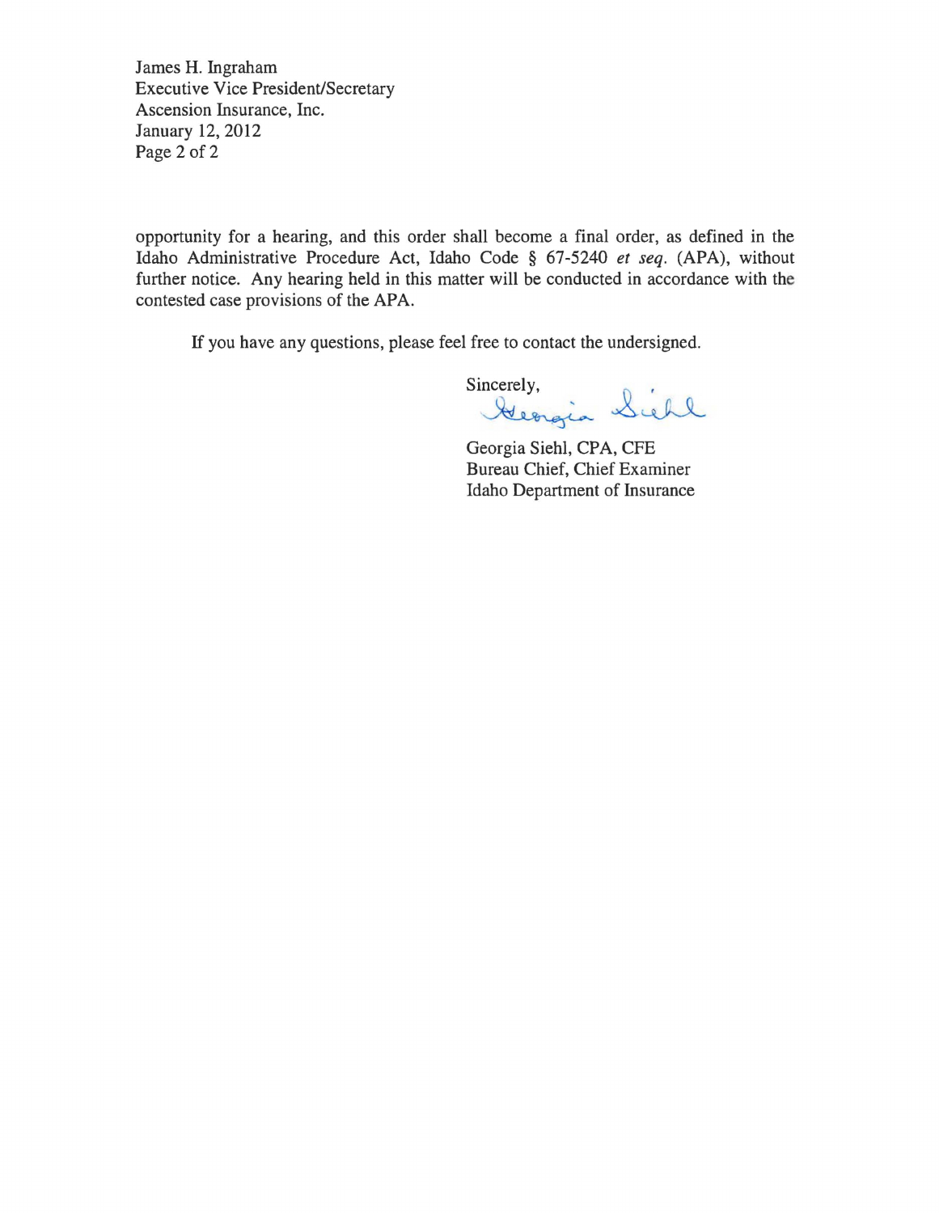opportunity for a hearing, and this order shall become a final order, as defined in the Idaho Administrative Procedure Act, Idaho Code § 67-5240 *et seq.* (APA), without further notice. Any hearing held in this matter will be conducted in accordance with the contested case provisions of the APA.

If you have any questions, please feel free to contact the undersigned.

Sincerely,

Georgia Siehl

Georgia Siehl, CPA, CFE
Bureau Chief, Chief Examiner
Idaho Department of Insurance